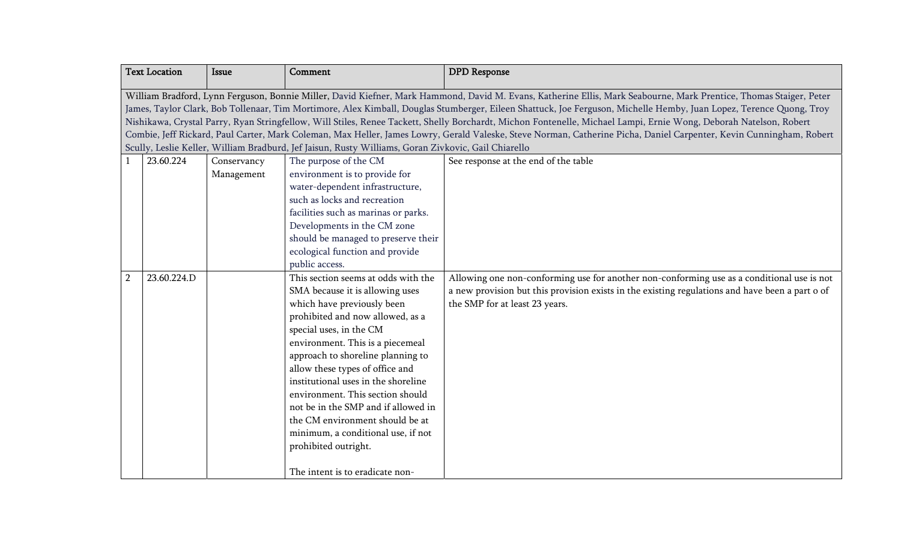| | Text Location | Issue | Comment | DPD Response |
|---|---|---|---|---|
| William Bradford, Lynn Ferguson, Bonnie Miller, David Kiefner, Mark Hammond, David M. Evans, Katherine Ellis, Mark Seabourne, Mark Prentice, Thomas Staiger, Peter James, Taylor Clark, Bob Tollenaar, Tim Mortimore, Alex Kimball, Douglas Stumberger, Eileen Shattuck, Joe Ferguson, Michelle Hemby, Juan Lopez, Terence Quong, Troy Nishikawa, Crystal Parry, Ryan Stringfellow, Will Stiles, Renee Tackett, Shelly Borchardt, Michon Fontenelle, Michael Lampi, Ernie Wong, Deborah Natelson, Robert Combie, Jeff Rickard, Paul Carter, Mark Coleman, Max Heller, James Lowry, Gerald Valeske, Steve Norman, Catherine Picha, Daniel Carpenter, Kevin Cunningham, Robert Scully, Leslie Keller, William Bradburd, Jef Jaisun, Rusty Williams, Goran Zivkovic, Gail Chiarello | | | | |
| 1 | 23.60.224 | Conservancy Management | The purpose of the CM environment is to provide for water-dependent infrastructure, such as locks and recreation facilities such as marinas or parks. Developments in the CM zone should be managed to preserve their ecological function and provide public access. | See response at the end of the table |
| 2 | 23.60.224.D | | This section seems at odds with the SMA because it is allowing uses which have previously been prohibited and now allowed, as a special uses, in the CM environment. This is a piecemeal approach to shoreline planning to allow these types of office and institutional uses in the shoreline environment. This section should not be in the SMP and if allowed in the CM environment should be at minimum, a conditional use, if not prohibited outright.<br><br>The intent is to eradicate non- | Allowing one non-conforming use for another non-conforming use as a conditional use is not a new provision but this provision exists in the existing regulations and have been a part o of the SMP for at least 23 years. |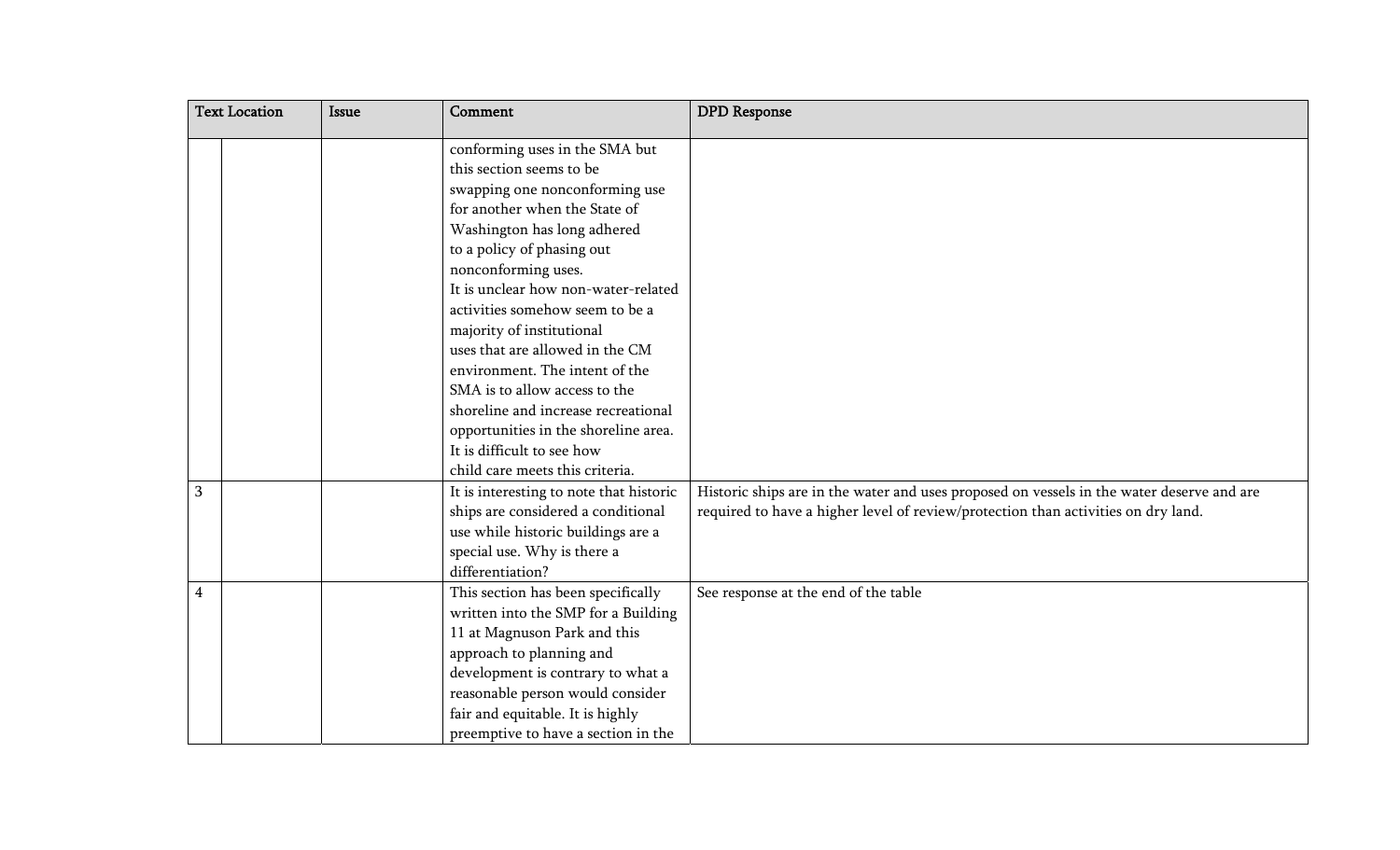| Text Location | | Issue | Comment | DPD Response |
|---|---|---|---|---|
| | | | conforming uses in the SMA but this section seems to be swapping one nonconforming use for another when the State of Washington has long adhered to a policy of phasing out nonconforming uses. It is unclear how non-water-related activities somehow seem to be a majority of institutional uses that are allowed in the CM environment. The intent of the SMA is to allow access to the shoreline and increase recreational opportunities in the shoreline area. It is difficult to see how child care meets this criteria. | |
| 3 | | | It is interesting to note that historic ships are considered a conditional use while historic buildings are a special use. Why is there a differentiation? | Historic ships are in the water and uses proposed on vessels in the water deserve and are required to have a higher level of review/protection than activities on dry land. |
| 4 | | | This section has been specifically written into the SMP for a Building 11 at Magnuson Park and this approach to planning and development is contrary to what a reasonable person would consider fair and equitable. It is highly preemptive to have a section in the | See response at the end of the table |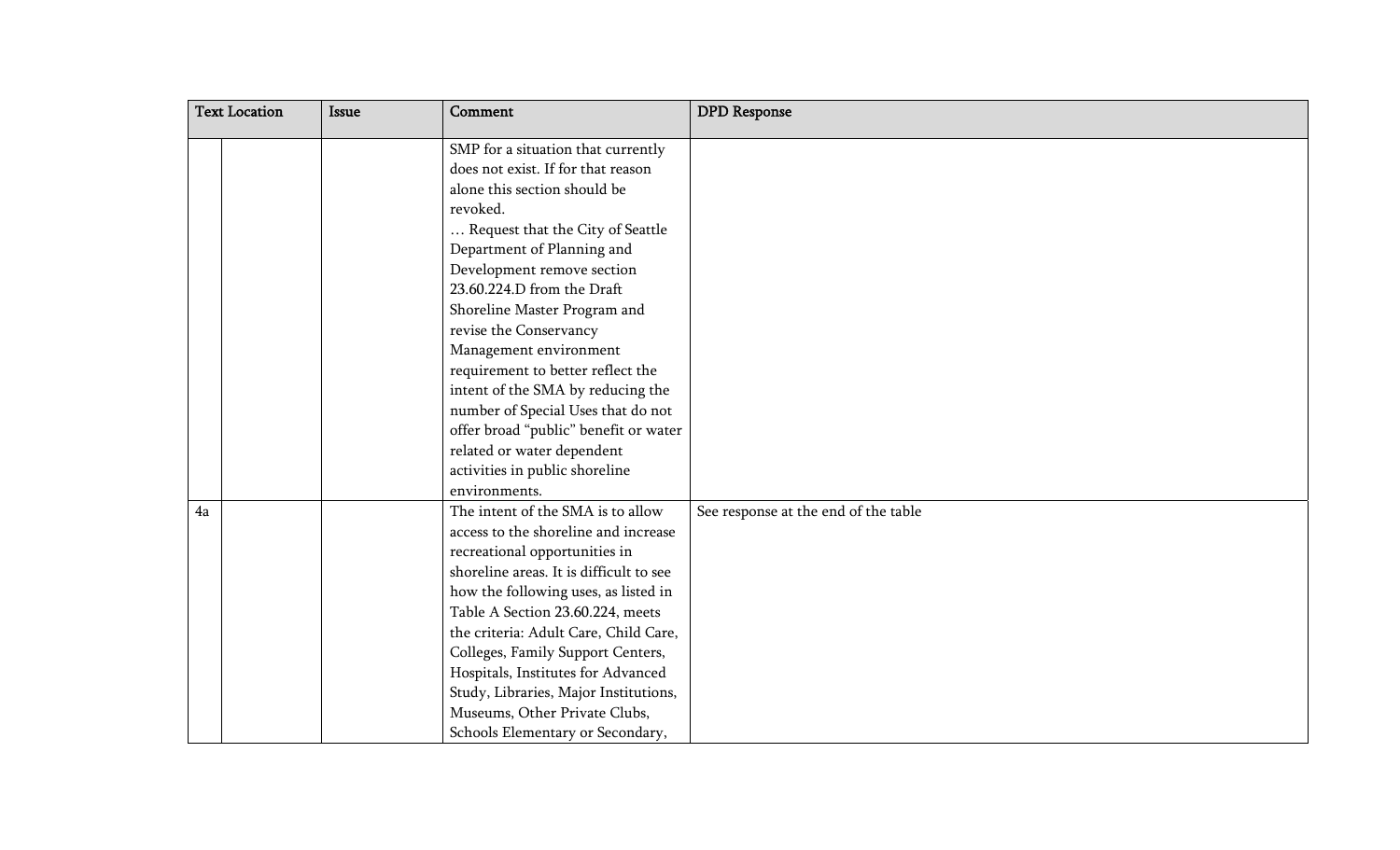| Text Location | | Issue | Comment | DPD Response |
| --- | --- | --- | --- | --- |
| | | | SMP for a situation that currently does not exist. If for that reason alone this section should be revoked. … Request that the City of Seattle Department of Planning and Development remove section 23.60.224.D from the Draft Shoreline Master Program and revise the Conservancy Management environment requirement to better reflect the intent of the SMA by reducing the number of Special Uses that do not offer broad "public" benefit or water related or water dependent activities in public shoreline environments. | |
| 4a | | | The intent of the SMA is to allow access to the shoreline and increase recreational opportunities in shoreline areas. It is difficult to see how the following uses, as listed in Table A Section 23.60.224, meets the criteria: Adult Care, Child Care, Colleges, Family Support Centers, Hospitals, Institutes for Advanced Study, Libraries, Major Institutions, Museums, Other Private Clubs, Schools Elementary or Secondary, | See response at the end of the table |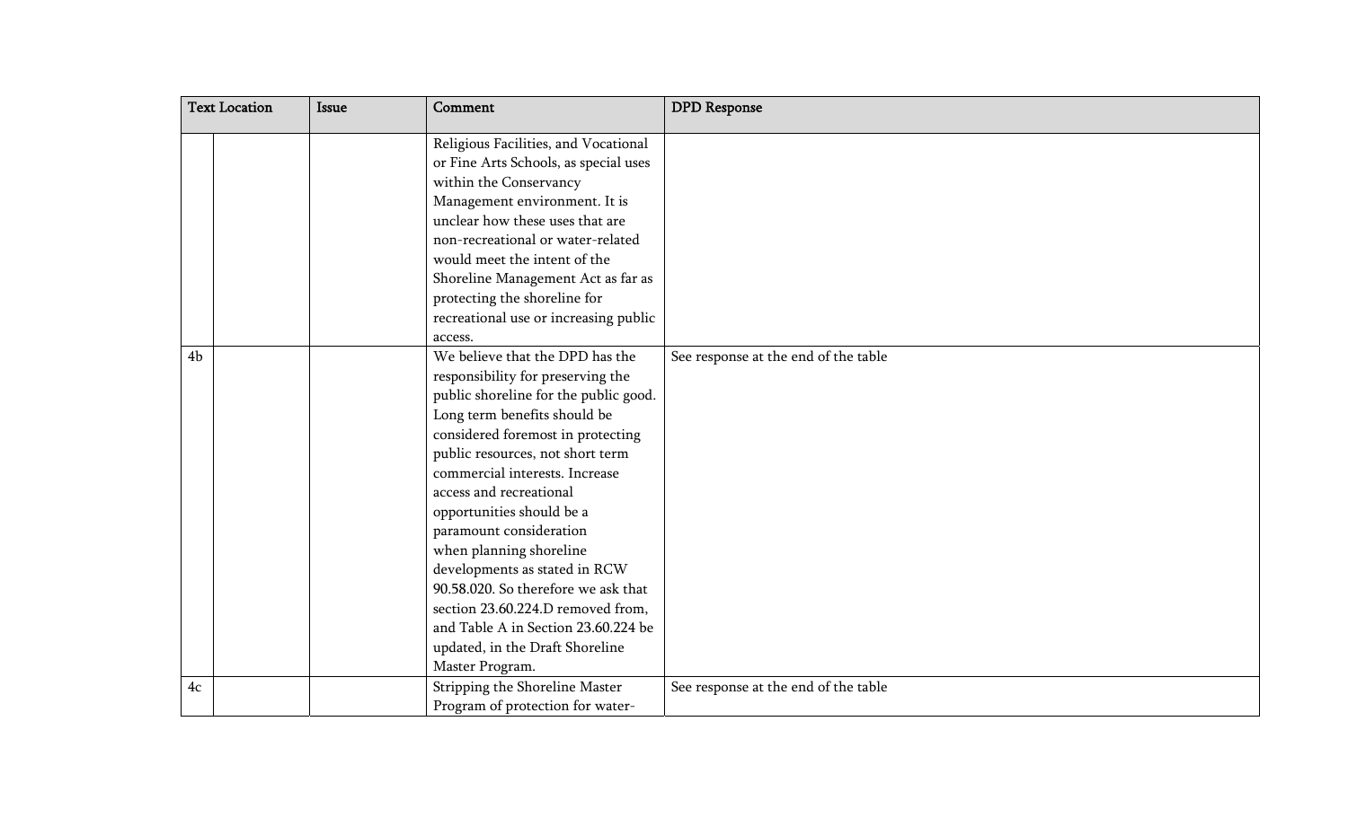| Text Location | | Issue | Comment | DPD Response |
|---|---|---|---|---|
| | | | Religious Facilities, and Vocational or Fine Arts Schools, as special uses within the Conservancy Management environment. It is unclear how these uses that are non-recreational or water-related would meet the intent of the Shoreline Management Act as far as protecting the shoreline for recreational use or increasing public access. | |
| 4b | | | We believe that the DPD has the responsibility for preserving the public shoreline for the public good. Long term benefits should be considered foremost in protecting public resources, not short term commercial interests. Increase access and recreational opportunities should be a paramount consideration when planning shoreline developments as stated in RCW 90.58.020. So therefore we ask that section 23.60.224.D removed from, and Table A in Section 23.60.224 be updated, in the Draft Shoreline Master Program. | See response at the end of the table |
| 4c | | | Stripping the Shoreline Master Program of protection for water- | See response at the end of the table |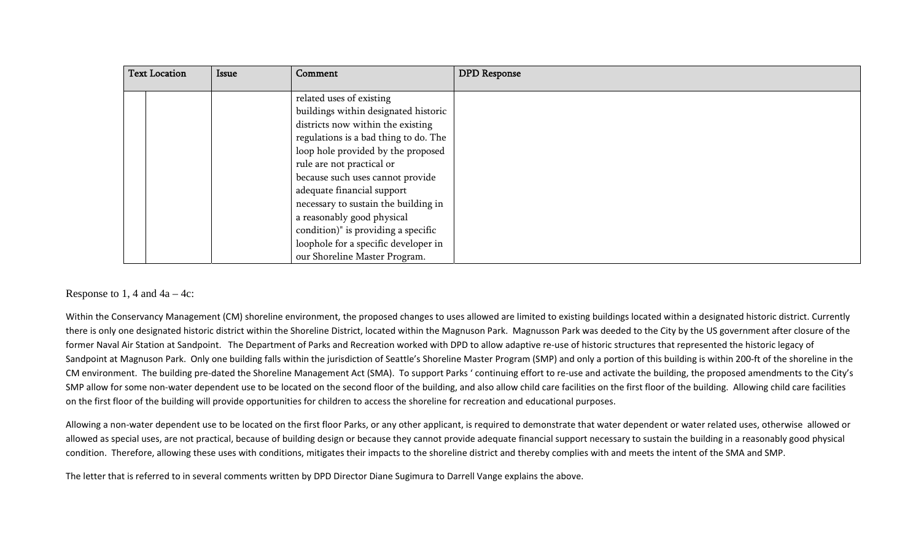| Text Location | | Issue | Comment | DPD Response |
|---|---|---|---|---|
| | | | related uses of existing buildings within designated historic districts now within the existing regulations is a bad thing to do. The loop hole provided by the proposed rule are not practical or because such uses cannot provide adequate financial support necessary to sustain the building in a reasonably good physical condition)" is providing a specific loophole for a specific developer in our Shoreline Master Program. | |

Response to 1, 4 and 4a – 4c:

Within the Conservancy Management (CM) shoreline environment, the proposed changes to uses allowed are limited to existing buildings located within a designated historic district. Currently there is only one designated historic district within the Shoreline District, located within the Magnuson Park. Magnusson Park was deeded to the City by the US government after closure of the former Naval Air Station at Sandpoint. The Department of Parks and Recreation worked with DPD to allow adaptive re-use of historic structures that represented the historic legacy of Sandpoint at Magnuson Park. Only one building falls within the jurisdiction of Seattle's Shoreline Master Program (SMP) and only a portion of this building is within 200-ft of the shoreline in the CM environment. The building pre-dated the Shoreline Management Act (SMA). To support Parks ' continuing effort to re-use and activate the building, the proposed amendments to the City's SMP allow for some non-water dependent use to be located on the second floor of the building, and also allow child care facilities on the first floor of the building. Allowing child care facilities on the first floor of the building will provide opportunities for children to access the shoreline for recreation and educational purposes.

Allowing a non-water dependent use to be located on the first floor Parks, or any other applicant, is required to demonstrate that water dependent or water related uses, otherwise allowed or allowed as special uses, are not practical, because of building design or because they cannot provide adequate financial support necessary to sustain the building in a reasonably good physical condition. Therefore, allowing these uses with conditions, mitigates their impacts to the shoreline district and thereby complies with and meets the intent of the SMA and SMP.

The letter that is referred to in several comments written by DPD Director Diane Sugimura to Darrell Vange explains the above.